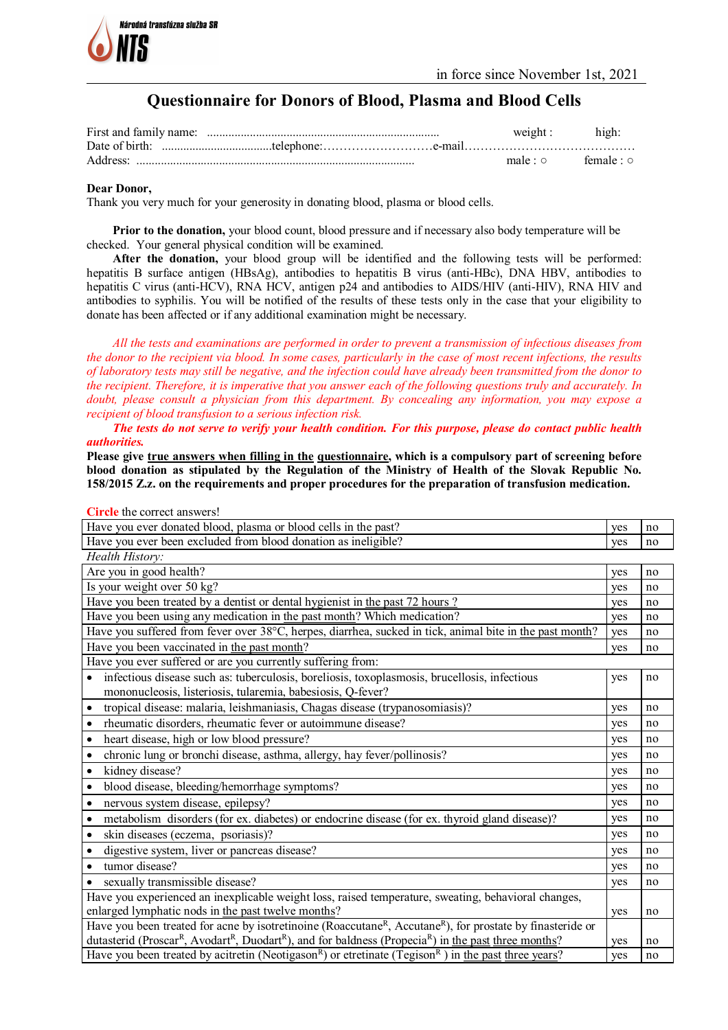Národná transfúzna služba SR

NTS

in force since November 1st, 2021

# Questionnaire for Donors of Blood, Plasma and Blood Cells

First and family name: ............................................................................ weight : high:
Date of birth: ....................................telephone:………………………e-mail……………………………………
Address: .......................................................................................... male : ○ female : ○

**Dear Donor,**
Thank you very much for your generosity in donating blood, plasma or blood cells.

**Prior to the donation,** your blood count, blood pressure and if necessary also body temperature will be checked. Your general physical condition will be examined.
**After the donation,** your blood group will be identified and the following tests will be performed: hepatitis B surface antigen (HBsAg), antibodies to hepatitis B virus (anti-HBc), DNA HBV, antibodies to hepatitis C virus (anti-HCV), RNA HCV, antigen p24 and antibodies to AIDS/HIV (anti-HIV), RNA HIV and antibodies to syphilis. You will be notified of the results of these tests only in the case that your eligibility to donate has been affected or if any additional examination might be necessary.

*All the tests and examinations are performed in order to prevent a transmission of infectious diseases from the donor to the recipient via blood. In some cases, particularly in the case of most recent infections, the results of laboratory tests may still be negative, and the infection could have already been transmitted from the donor to the recipient. Therefore, it is imperative that you answer each of the following questions truly and accurately. In doubt, please consult a physician from this department. By concealing any information, you may expose a recipient of blood transfusion to a serious infection risk.*
***The tests do not serve to verify your health condition. For this purpose, please do contact public health authorities.***
**Please give true answers when filling in the questionnaire, which is a compulsory part of screening before blood donation as stipulated by the Regulation of the Ministry of Health of the Slovak Republic No. 158/2015 Z.z. on the requirements and proper procedures for the preparation of transfusion medication.**

**Circle** the correct answers!

| Question | | |
|---|---|---|
| Have you ever donated blood, plasma or blood cells in the past? | yes | no |
| Have you ever been excluded from blood donation as ineligible? | yes | no |
| *Health History:* | | |
| Are you in good health? | yes | no |
| Is your weight over 50 kg? | yes | no |
| Have you been treated by a dentist or dental hygienist in the past 72 hours ? | yes | no |
| Have you been using any medication in the past month? Which medication? | yes | no |
| Have you suffered from fever over 38°C, herpes, diarrhea, sucked in tick, animal bite in the past month? | yes | no |
| Have you been vaccinated in the past month? | yes | no |
| Have you ever suffered or are you currently suffering from: | | |
| • infectious disease such as: tuberculosis, boreliosis, toxoplasmosis, brucellosis, infectious mononucleosis, listeriosis, tularemia, babesiosis, Q-fever? | yes | no |
| • tropical disease: malaria, leishmaniasis, Chagas disease (trypanosomiasis)? | yes | no |
| • rheumatic disorders, rheumatic fever or autoimmune disease? | yes | no |
| • heart disease, high or low blood pressure? | yes | no |
| • chronic lung or bronchi disease, asthma, allergy, hay fever/pollinosis? | yes | no |
| • kidney disease? | yes | no |
| • blood disease, bleeding/hemorrhage symptoms? | yes | no |
| • nervous system disease, epilepsy? | yes | no |
| • metabolism disorders (for ex. diabetes) or endocrine disease (for ex. thyroid gland disease)? | yes | no |
| • skin diseases (eczema, psoriasis)? | yes | no |
| • digestive system, liver or pancreas disease? | yes | no |
| • tumor disease? | yes | no |
| • sexually transmissible disease? | yes | no |
| Have you experienced an inexplicable weight loss, raised temperature, sweating, behavioral changes, enlarged lymphatic nods in the past twelve months? | yes | no |
| Have you been treated for acne by isotretinoine (Roaccutane[R], Accutane[R]), for prostate by finasteride or dutasterid (Proscar[R], Avodart[R], Duodart[R]), and for baldness (Propecia[R]) in the past three months? | yes | no |
| Have you been treated by acitretin (Neotigason[R]) or etretinate (Tegison[R] ) in the past three years? | yes | no |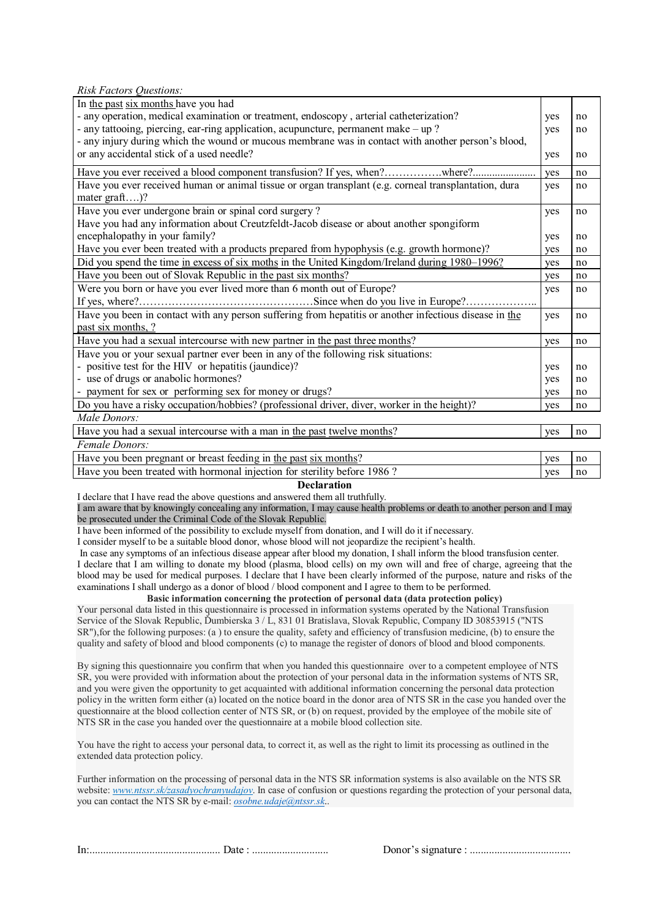*Risk Factors Questions:*

| | | |
|---|---|---|
| In the past six months have you had<br>- any operation, medical examination or treatment, endoscopy , arterial catheterization?<br>- any tattooing, piercing, ear-ring application, acupuncture, permanent make – up ?<br>- any injury during which the wound or mucous membrane was in contact with another person's blood, or any accidental stick of a used needle? | yes<br>yes<br>yes | no<br>no<br>no |
| Have you ever received a blood component transfusion? If yes, when?…………….where?...................... | yes | no |
| Have you ever received human or animal tissue or organ transplant (e.g. corneal transplantation, dura mater graft….)? | yes | no |
| Have you ever undergone brain or spinal cord surgery ?<br>Have you had any information about Creutzfeldt-Jacob disease or about another spongiform encephalopathy in your family?<br>Have you ever been treated with a products prepared from hypophysis (e.g. growth hormone)? | yes<br>yes<br>yes | no<br>no<br>no |
| Did you spend the time in excess of six moths in the United Kingdom/Ireland during 1980–1996? | yes | no |
| Have you been out of Slovak Republic in the past six months? | yes | no |
| Were you born or have you ever lived more than 6 month out of Europe?<br>If yes, where?…………………………………………Since when do you live in Europe?……………….. | yes | no |
| Have you been in contact with any person suffering from hepatitis or another infectious disease in the past six months, ? | yes | no |
| Have you had a sexual intercourse with new partner in the past three months? | yes | no |
| Have you or your sexual partner ever been in any of the following risk situations:<br>- positive test for the HIV or hepatitis (jaundice)?<br>- use of drugs or anabolic hormones?<br>- payment for sex or performing sex for money or drugs? | yes<br>yes<br>yes | no<br>no<br>no |
| Do you have a risky occupation/hobbies? (professional driver, diver, worker in the height)? | yes | no |
| *Male Donors:* | | |
| Have you had a sexual intercourse with a man in the past twelve months? | yes | no |
| *Female Donors:* | | |
| Have you been pregnant or breast feeding in the past six months? | yes | no |
| Have you been treated with hormonal injection for sterility before 1986 ? | yes | no |

**Declaration**

I declare that I have read the above questions and answered them all truthfully.
I am aware that by knowingly concealing any information, I may cause health problems or death to another person and I may be prosecuted under the Criminal Code of the Slovak Republic.
I have been informed of the possibility to exclude myself from donation, and I will do it if necessary.
I consider myself to be a suitable blood donor, whose blood will not jeopardize the recipient's health.
In case any symptoms of an infectious disease appear after blood my donation, I shall inform the blood transfusion center.
I declare that I am willing to donate my blood (plasma, blood cells) on my own will and free of charge, agreeing that the blood may be used for medical purposes. I declare that I have been clearly informed of the purpose, nature and risks of the examinations I shall undergo as a donor of blood / blood component and I agree to them to be performed.

**Basic information concerning the protection of personal data (data protection policy)**

Your personal data listed in this questionnaire is processed in information systems operated by the National Transfusion Service of the Slovak Republic, Dumbierska 3 / L, 831 01 Bratislava, Slovak Republic, Company ID 30853915 ("NTS SR"),for the following purposes: (a ) to ensure the quality, safety and efficiency of transfusion medicine, (b) to ensure the quality and safety of blood and blood components (c) to manage the register of donors of blood and blood components.

By signing this questionnaire you confirm that when you handed this questionnaire over to a competent employee of NTS SR, you were provided with information about the protection of your personal data in the information systems of NTS SR, and you were given the opportunity to get acquainted with additional information concerning the personal data protection policy in the written form either (a) located on the notice board in the donor area of NTS SR in the case you handed over the questionnaire at the blood collection center of NTS SR, or (b) on request, provided by the employee of the mobile site of NTS SR in the case you handed over the questionnaire at a mobile blood collection site.

You have the right to access your personal data, to correct it, as well as the right to limit its processing as outlined in the extended data protection policy.

Further information on the processing of personal data in the NTS SR information systems is also available on the NTS SR website: *www.ntssr.sk/zasadyochranyudajov*. In case of confusion or questions regarding the protection of your personal data, you can contact the NTS SR by e-mail: *osobne.udaje@ntssr.sk*..

In:................................................ Date : ........................... Donor's signature : ....................................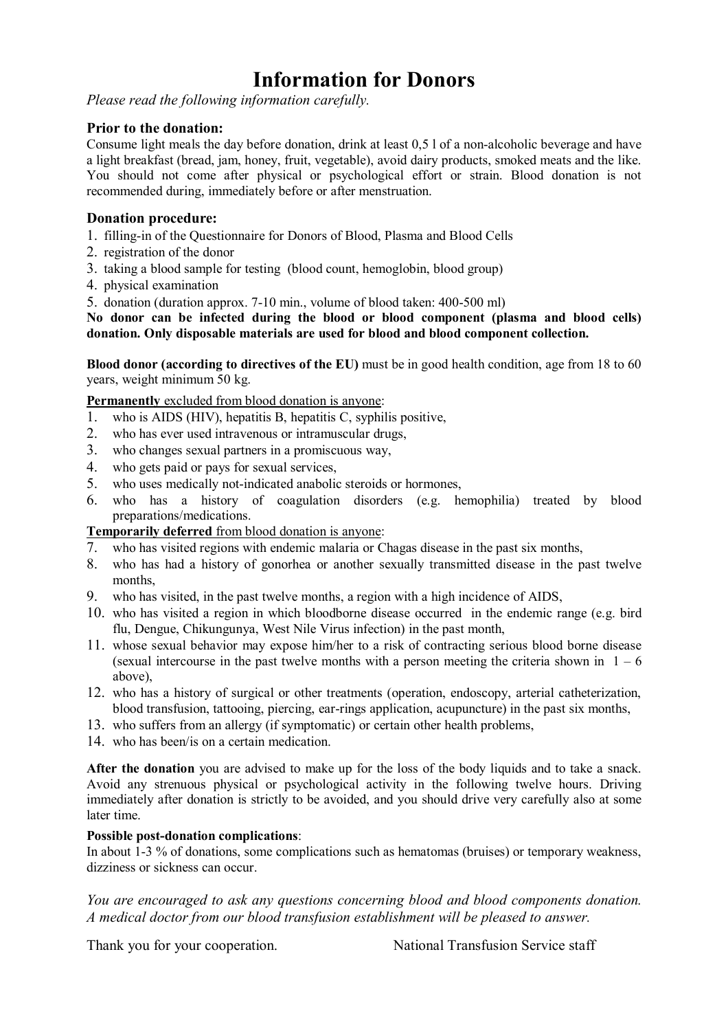# Information for Donors

*Please read the following information carefully.*

### Prior to the donation:

Consume light meals the day before donation, drink at least 0,5 l of a non-alcoholic beverage and have a light breakfast (bread, jam, honey, fruit, vegetable), avoid dairy products, smoked meats and the like. You should not come after physical or psychological effort or strain. Blood donation is not recommended during, immediately before or after menstruation.

### Donation procedure:

1. filling-in of the Questionnaire for Donors of Blood, Plasma and Blood Cells
2. registration of the donor
3. taking a blood sample for testing (blood count, hemoglobin, blood group)
4. physical examination
5. donation (duration approx. 7-10 min., volume of blood taken: 400-500 ml)

**No donor can be infected during the blood or blood component (plasma and blood cells) donation. Only disposable materials are used for blood and blood component collection.**

**Blood donor (according to directives of the EU)** must be in good health condition, age from 18 to 60 years, weight minimum 50 kg.

<u>**Permanently** excluded from blood donation is anyone</u>:

1. who is AIDS (HIV), hepatitis B, hepatitis C, syphilis positive,
2. who has ever used intravenous or intramuscular drugs,
3. who changes sexual partners in a promiscuous way,
4. who gets paid or pays for sexual services,
5. who uses medically not-indicated anabolic steroids or hormones,
6. who has a history of coagulation disorders (e.g. hemophilia) treated by blood preparations/medications.

<u>**Temporarily deferred** from blood donation is anyone</u>:

7. who has visited regions with endemic malaria or Chagas disease in the past six months,
8. who has had a history of gonorhea or another sexually transmitted disease in the past twelve months,
9. who has visited, in the past twelve months, a region with a high incidence of AIDS,
10. who has visited a region in which bloodborne disease occurred in the endemic range (e.g. bird flu, Dengue, Chikungunya, West Nile Virus infection) in the past month,
11. whose sexual behavior may expose him/her to a risk of contracting serious blood borne disease (sexual intercourse in the past twelve months with a person meeting the criteria shown in 1 – 6 above),
12. who has a history of surgical or other treatments (operation, endoscopy, arterial catheterization, blood transfusion, tattooing, piercing, ear-rings application, acupuncture) in the past six months,
13. who suffers from an allergy (if symptomatic) or certain other health problems,
14. who has been/is on a certain medication.

**After the donation** you are advised to make up for the loss of the body liquids and to take a snack. Avoid any strenuous physical or psychological activity in the following twelve hours. Driving immediately after donation is strictly to be avoided, and you should drive very carefully also at some later time.

**Possible post-donation complications**:

In about 1-3 % of donations, some complications such as hematomas (bruises) or temporary weakness, dizziness or sickness can occur.

*You are encouraged to ask any questions concerning blood and blood components donation. A medical doctor from our blood transfusion establishment will be pleased to answer.*

Thank you for your cooperation. National Transfusion Service staff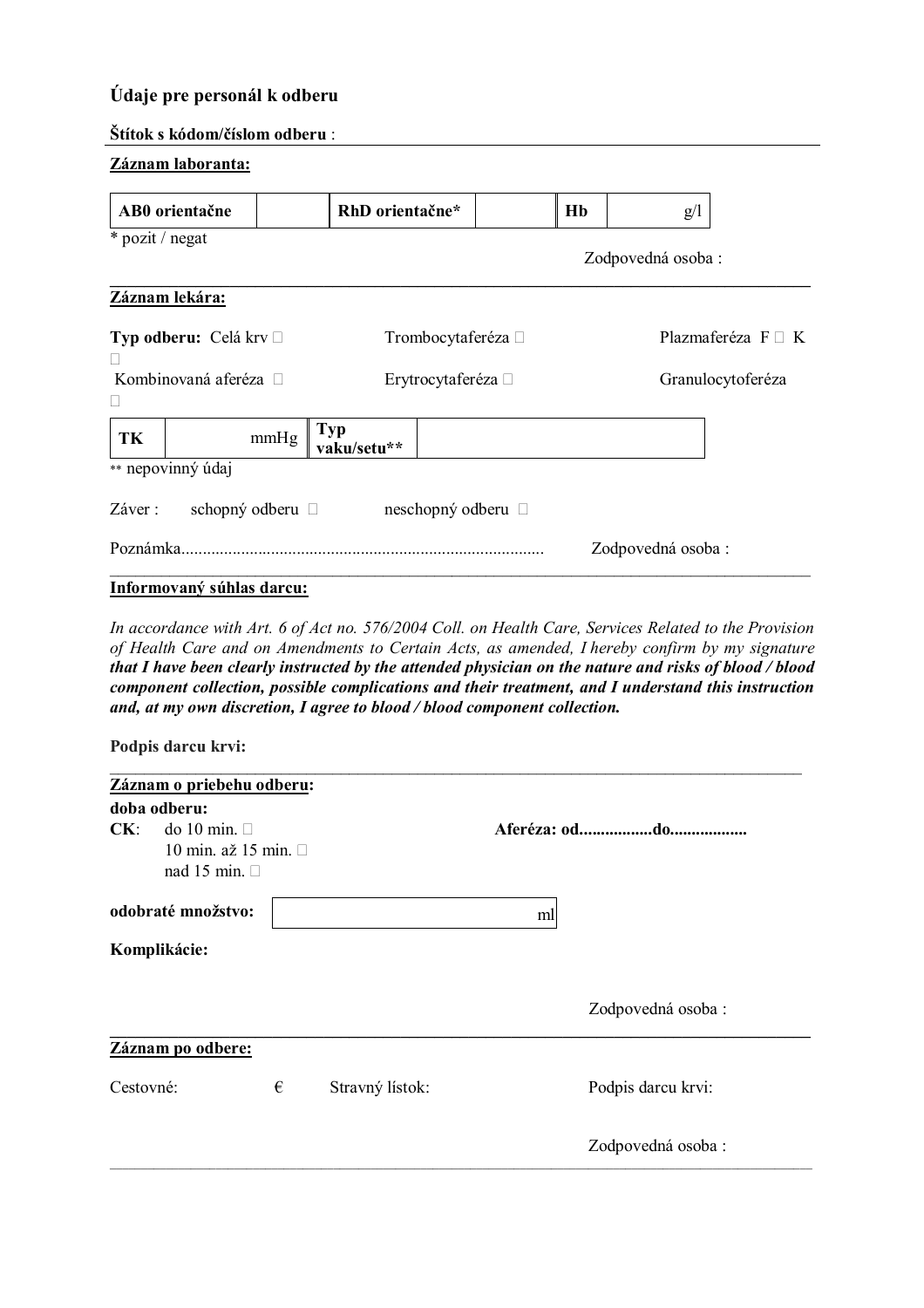## Údaje pre personál k odberu

**Štítok s kódom/číslom odberu** :

**Záznam laboranta:**

| | | | | | |
|---|---|---|---|---|---|
| **AB0 orientačne** | | **RhD orientačne*** | | **Hb** | g/l |

\* pozit / negat

Zodpovedná osoba :

**Záznam lekára:**

**Typ odberu:** Celá krv ☐ Trombocytaferéza ☐ Plazmaferéza F ☐ K ☐

Kombinovaná aferéza ☐ Erytrocytaferéza ☐ Granulocytoferéza ☐

| | | | |
|---|---|---|---|
| **TK** | mmHg | **Typ vaku/setu**** | |

** nepovinný údaj

Záver : schopný odberu ☐ neschopný odberu ☐

Poznámka.................................................................................... Zodpovedná osoba :

**Informovaný súhlas darcu:**

*In accordance with Art. 6 of Act no. 576/2004 Coll. on Health Care, Services Related to the Provision of Health Care and on Amendments to Certain Acts, as amended, I hereby confirm by my signature* ***that I have been clearly instructed by the attended physician on the nature and risks of blood / blood component collection, possible complications and their treatment, and I understand this instruction and, at my own discretion, I agree to blood / blood component collection.***

**Podpis darcu krvi:**

**Záznam o priebehu odberu:**

**doba odberu:**

**CK**: do 10 min. ☐
10 min. až 15 min. ☐
nad 15 min. ☐

**Aferéza: od.................do..................**

**odobraté množstvo:** ml

**Komplikácie:**

Zodpovedná osoba :

**Záznam po odbere:**

Cestovné: € Stravný lístok: Podpis darcu krvi:

Zodpovedná osoba :